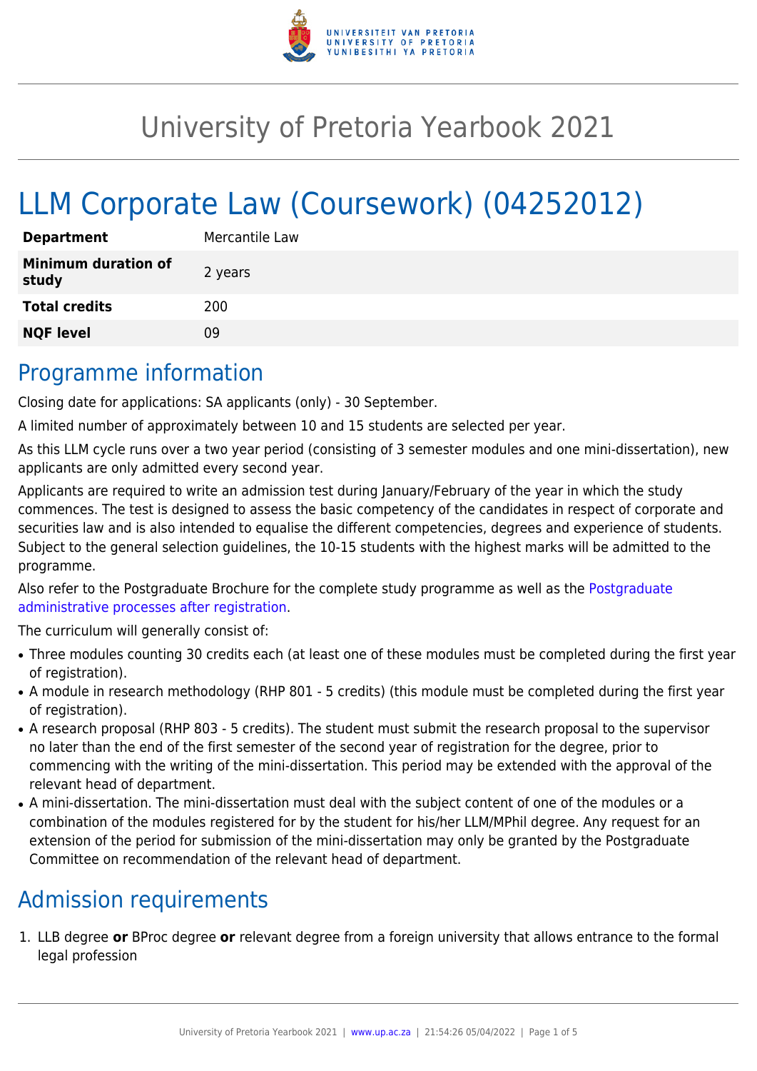# University of Pretoria Yearbook 2021

# LLM Corporate Law (Coursework) (04252012)

| **Department** | Mercantile Law |
| --- | --- |
| **Minimum duration of study** | 2 years |
| **Total credits** | 200 |
| **NQF level** | 09 |

## Programme information

Closing date for applications: SA applicants (only) - 30 September.

A limited number of approximately between 10 and 15 students are selected per year.

As this LLM cycle runs over a two year period (consisting of 3 semester modules and one mini-dissertation), new applicants are only admitted every second year.

Applicants are required to write an admission test during January/February of the year in which the study commences. The test is designed to assess the basic competency of the candidates in respect of corporate and securities law and is also intended to equalise the different competencies, degrees and experience of students. Subject to the general selection guidelines, the 10-15 students with the highest marks will be admitted to the programme.

Also refer to the Postgraduate Brochure for the complete study programme as well as the Postgraduate administrative processes after registration.

The curriculum will generally consist of:

- Three modules counting 30 credits each (at least one of these modules must be completed during the first year of registration).
- A module in research methodology (RHP 801 - 5 credits) (this module must be completed during the first year of registration).
- A research proposal (RHP 803 - 5 credits). The student must submit the research proposal to the supervisor no later than the end of the first semester of the second year of registration for the degree, prior to commencing with the writing of the mini-dissertation. This period may be extended with the approval of the relevant head of department.
- A mini-dissertation. The mini-dissertation must deal with the subject content of one of the modules or a combination of the modules registered for by the student for his/her LLM/MPhil degree. Any request for an extension of the period for submission of the mini-dissertation may only be granted by the Postgraduate Committee on recommendation of the relevant head of department.

## Admission requirements

1. LLB degree **or** BProc degree **or** relevant degree from a foreign university that allows entrance to the formal legal profession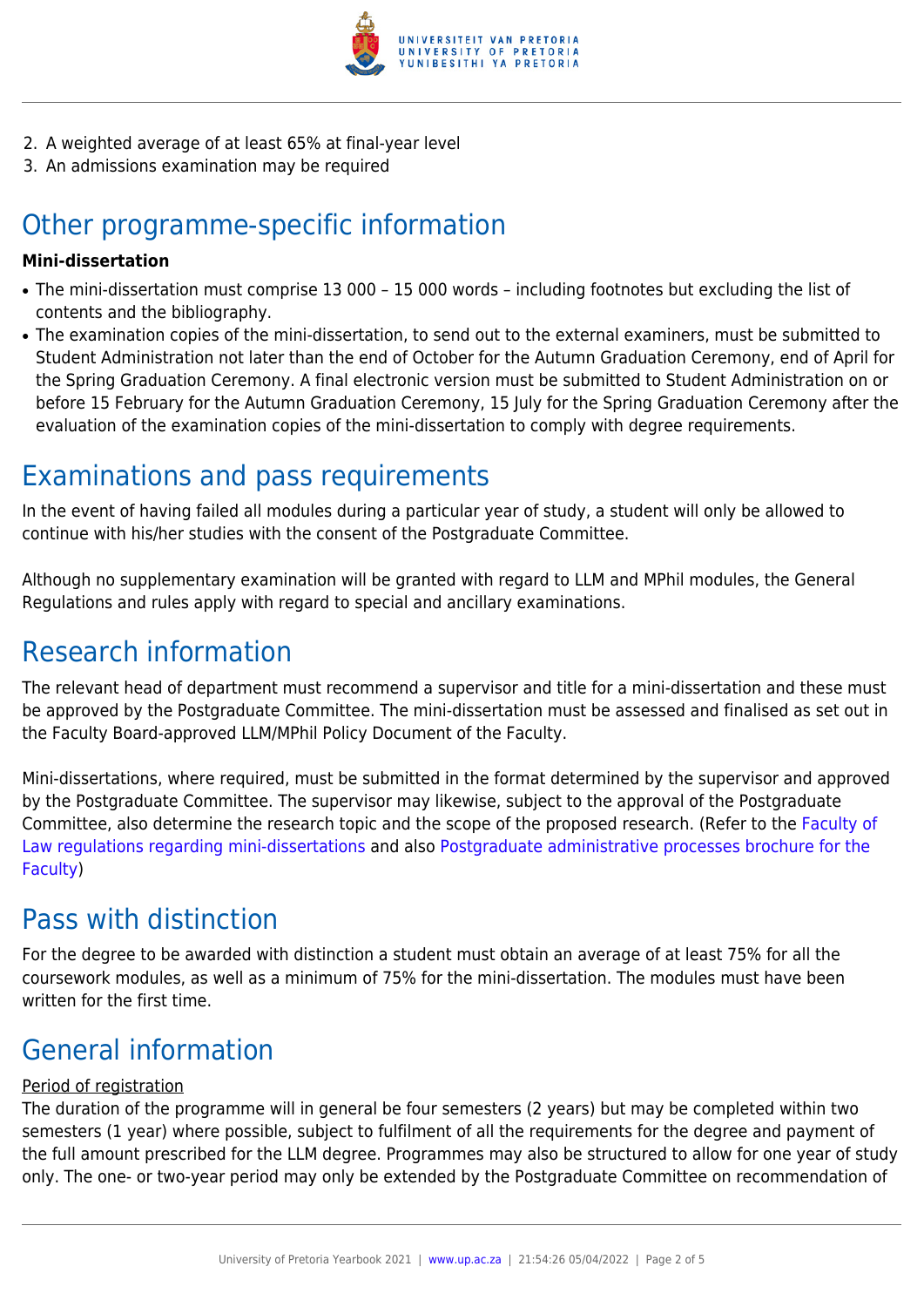2. A weighted average of at least 65% at final-year level
3. An admissions examination may be required

## Other programme-specific information

**Mini-dissertation**

- The mini-dissertation must comprise 13 000 – 15 000 words – including footnotes but excluding the list of contents and the bibliography.
- The examination copies of the mini-dissertation, to send out to the external examiners, must be submitted to Student Administration not later than the end of October for the Autumn Graduation Ceremony, end of April for the Spring Graduation Ceremony. A final electronic version must be submitted to Student Administration on or before 15 February for the Autumn Graduation Ceremony, 15 July for the Spring Graduation Ceremony after the evaluation of the examination copies of the mini-dissertation to comply with degree requirements.

## Examinations and pass requirements

In the event of having failed all modules during a particular year of study, a student will only be allowed to continue with his/her studies with the consent of the Postgraduate Committee.

Although no supplementary examination will be granted with regard to LLM and MPhil modules, the General Regulations and rules apply with regard to special and ancillary examinations.

## Research information

The relevant head of department must recommend a supervisor and title for a mini-dissertation and these must be approved by the Postgraduate Committee. The mini-dissertation must be assessed and finalised as set out in the Faculty Board-approved LLM/MPhil Policy Document of the Faculty.

Mini-dissertations, where required, must be submitted in the format determined by the supervisor and approved by the Postgraduate Committee. The supervisor may likewise, subject to the approval of the Postgraduate Committee, also determine the research topic and the scope of the proposed research. (Refer to the Faculty of Law regulations regarding mini-dissertations and also Postgraduate administrative processes brochure for the Faculty)

## Pass with distinction

For the degree to be awarded with distinction a student must obtain an average of at least 75% for all the coursework modules, as well as a minimum of 75% for the mini-dissertation. The modules must have been written for the first time.

## General information

Period of registration

The duration of the programme will in general be four semesters (2 years) but may be completed within two semesters (1 year) where possible, subject to fulfilment of all the requirements for the degree and payment of the full amount prescribed for the LLM degree. Programmes may also be structured to allow for one year of study only. The one- or two-year period may only be extended by the Postgraduate Committee on recommendation of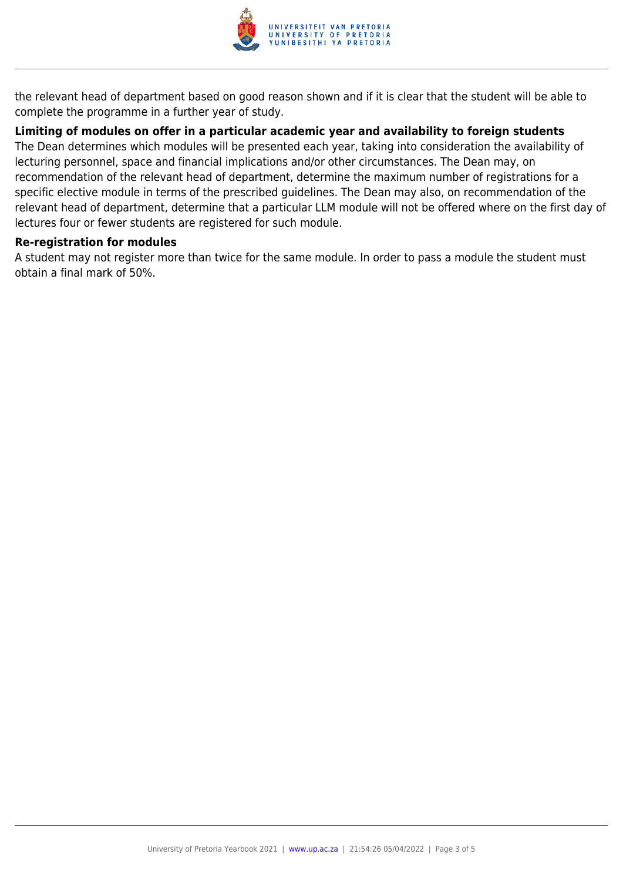the relevant head of department based on good reason shown and if it is clear that the student will be able to complete the programme in a further year of study.

**Limiting of modules on offer in a particular academic year and availability to foreign students**

The Dean determines which modules will be presented each year, taking into consideration the availability of lecturing personnel, space and financial implications and/or other circumstances. The Dean may, on recommendation of the relevant head of department, determine the maximum number of registrations for a specific elective module in terms of the prescribed guidelines. The Dean may also, on recommendation of the relevant head of department, determine that a particular LLM module will not be offered where on the first day of lectures four or fewer students are registered for such module.

**Re-registration for modules**

A student may not register more than twice for the same module. In order to pass a module the student must obtain a final mark of 50%.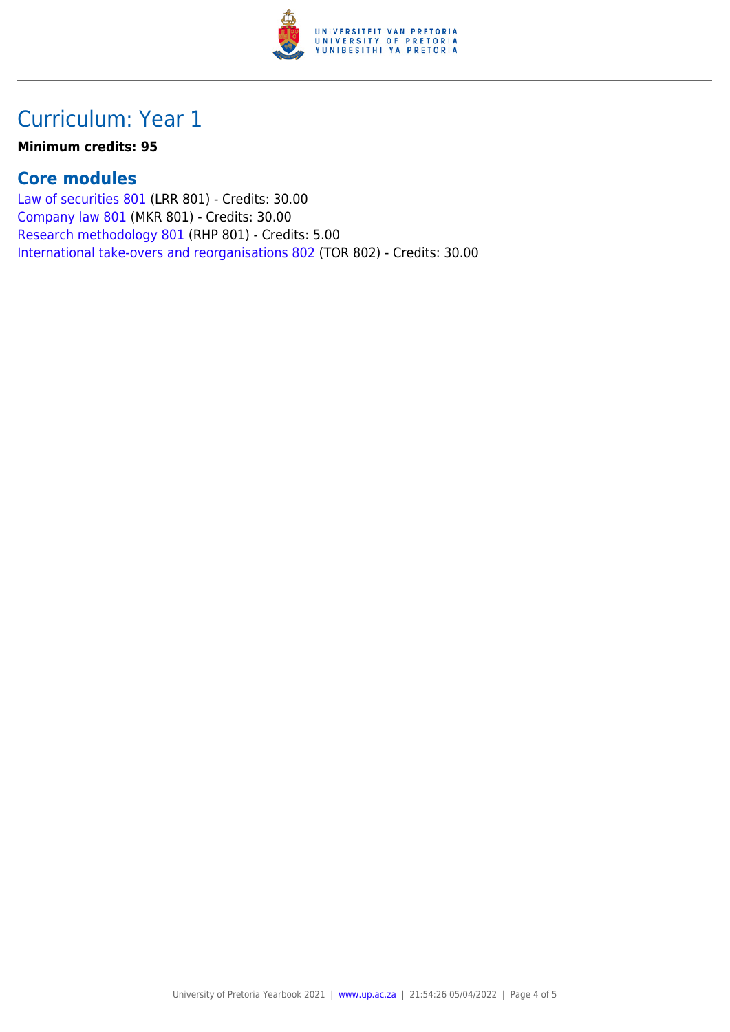# Curriculum: Year 1

**Minimum credits: 95**

## Core modules

Law of securities 801 (LRR 801) - Credits: 30.00
Company law 801 (MKR 801) - Credits: 30.00
Research methodology 801 (RHP 801) - Credits: 5.00
International take-overs and reorganisations 802 (TOR 802) - Credits: 30.00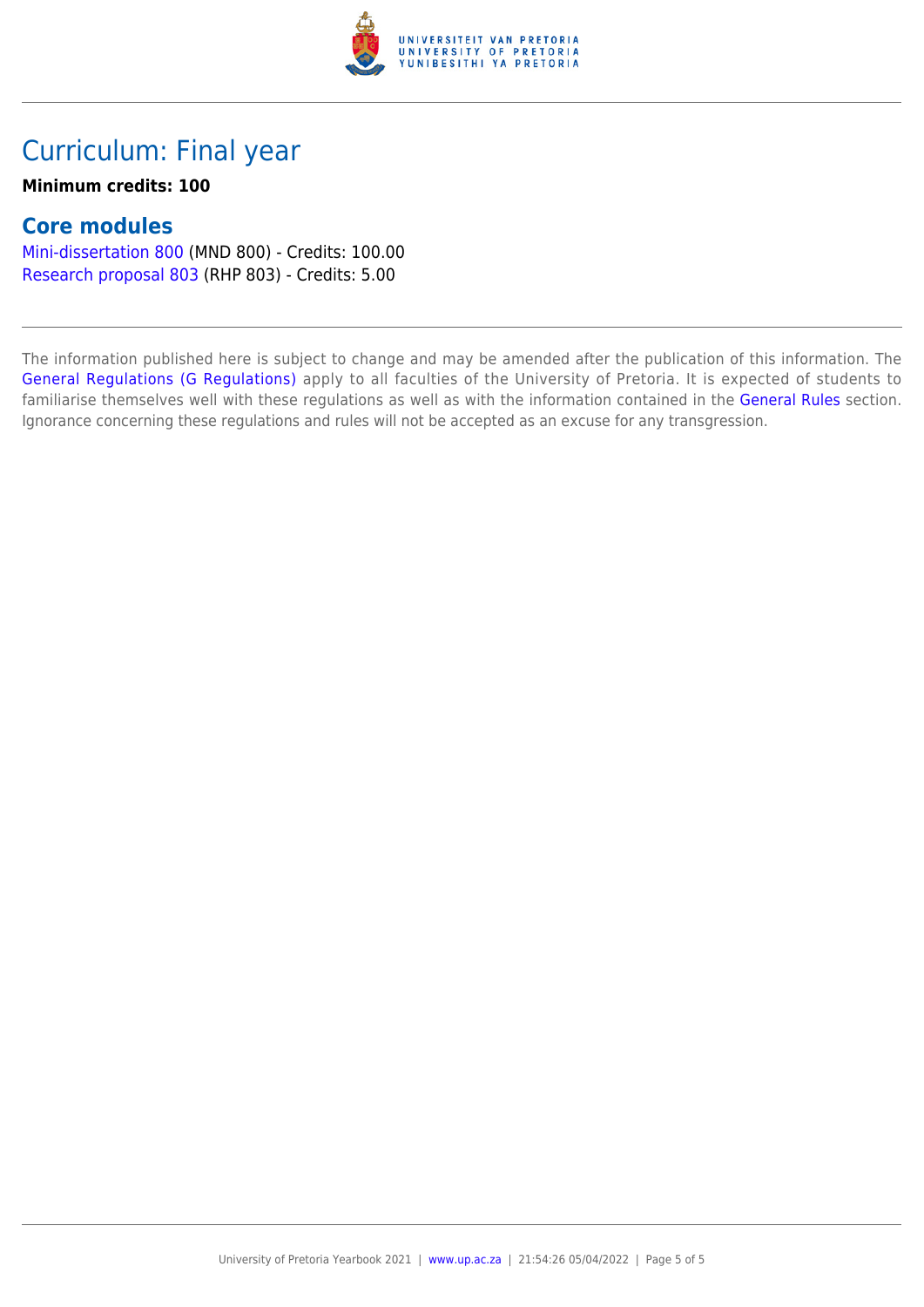## Curriculum: Final year

**Minimum credits: 100**

### Core modules

Mini-dissertation 800 (MND 800) - Credits: 100.00
Research proposal 803 (RHP 803) - Credits: 5.00

The information published here is subject to change and may be amended after the publication of this information. The General Regulations (G Regulations) apply to all faculties of the University of Pretoria. It is expected of students to familiarise themselves well with these regulations as well as with the information contained in the General Rules section. Ignorance concerning these regulations and rules will not be accepted as an excuse for any transgression.